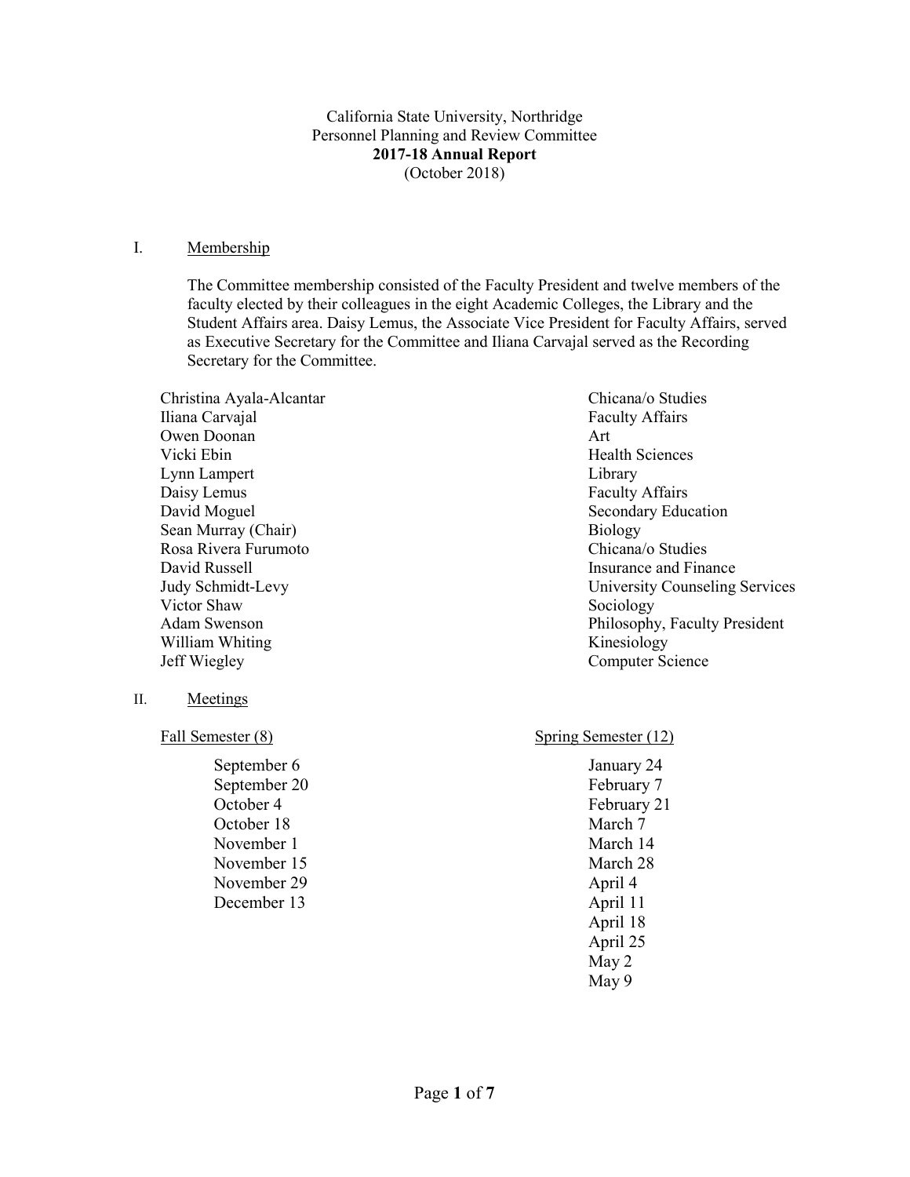California State University, Northridge
Personnel Planning and Review Committee
**2017-18 Annual Report**
(October 2018)

## I. Membership

The Committee membership consisted of the Faculty President and twelve members of the faculty elected by their colleagues in the eight Academic Colleges, the Library and the Student Affairs area. Daisy Lemus, the Associate Vice President for Faculty Affairs, served as Executive Secretary for the Committee and Iliana Carvajal served as the Recording Secretary for the Committee.

| Name | Department |
|---|---|
| Christina Ayala-Alcantar | Chicana/o Studies |
| Iliana Carvajal | Faculty Affairs |
| Owen Doonan | Art |
| Vicki Ebin | Health Sciences |
| Lynn Lampert | Library |
| Daisy Lemus | Faculty Affairs |
| David Moguel | Secondary Education |
| Sean Murray (Chair) | Biology |
| Rosa Rivera Furumoto | Chicana/o Studies |
| David Russell | Insurance and Finance |
| Judy Schmidt-Levy | University Counseling Services |
| Victor Shaw | Sociology |
| Adam Swenson | Philosophy, Faculty President |
| William Whiting | Kinesiology |
| Jeff Wiegley | Computer Science |

## II. Meetings

Fall Semester (8)

- September 6
- September 20
- October 4
- October 18
- November 1
- November 15
- November 29
- December 13

Spring Semester (12)

- January 24
- February 7
- February 21
- March 7
- March 14
- March 28
- April 4
- April 11
- April 18
- April 25
- May 2
- May 9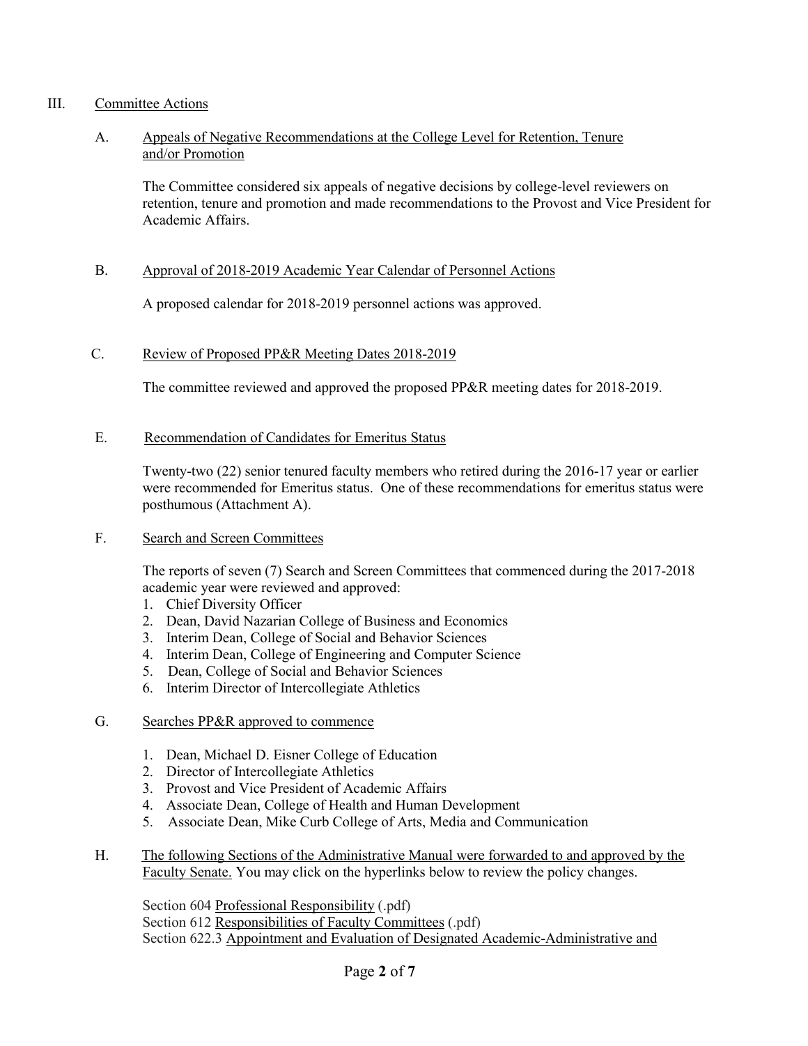## III. Committee Actions

### A. Appeals of Negative Recommendations at the College Level for Retention, Tenure and/or Promotion

The Committee considered six appeals of negative decisions by college-level reviewers on retention, tenure and promotion and made recommendations to the Provost and Vice President for Academic Affairs.

### B. Approval of 2018-2019 Academic Year Calendar of Personnel Actions

A proposed calendar for 2018-2019 personnel actions was approved.

### C. Review of Proposed PP&R Meeting Dates 2018-2019

The committee reviewed and approved the proposed PP&R meeting dates for 2018-2019.

### E. Recommendation of Candidates for Emeritus Status

Twenty-two (22) senior tenured faculty members who retired during the 2016-17 year or earlier were recommended for Emeritus status. One of these recommendations for emeritus status were posthumous (Attachment A).

### F. Search and Screen Committees

The reports of seven (7) Search and Screen Committees that commenced during the 2017-2018 academic year were reviewed and approved:

1. Chief Diversity Officer
2. Dean, David Nazarian College of Business and Economics
3. Interim Dean, College of Social and Behavior Sciences
4. Interim Dean, College of Engineering and Computer Science
5. Dean, College of Social and Behavior Sciences
6. Interim Director of Intercollegiate Athletics

### G. Searches PP&R approved to commence

1. Dean, Michael D. Eisner College of Education
2. Director of Intercollegiate Athletics
3. Provost and Vice President of Academic Affairs
4. Associate Dean, College of Health and Human Development
5. Associate Dean, Mike Curb College of Arts, Media and Communication

### H. The following Sections of the Administrative Manual were forwarded to and approved by the Faculty Senate. You may click on the hyperlinks below to review the policy changes.

Section 604 Professional Responsibility (.pdf)
Section 612 Responsibilities of Faculty Committees (.pdf)
Section 622.3 Appointment and Evaluation of Designated Academic-Administrative and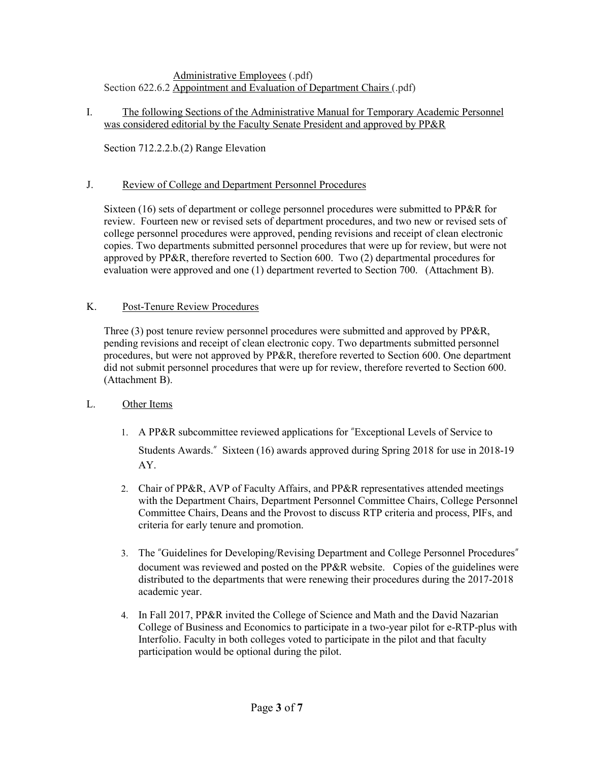Administrative Employees (.pdf)
Section 622.6.2 Appointment and Evaluation of Department Chairs (.pdf)

I. The following Sections of the Administrative Manual for Temporary Academic Personnel was considered editorial by the Faculty Senate President and approved by PP&R

Section 712.2.2.b.(2) Range Elevation

J. Review of College and Department Personnel Procedures

Sixteen (16) sets of department or college personnel procedures were submitted to PP&R for review. Fourteen new or revised sets of department procedures, and two new or revised sets of college personnel procedures were approved, pending revisions and receipt of clean electronic copies. Two departments submitted personnel procedures that were up for review, but were not approved by PP&R, therefore reverted to Section 600. Two (2) departmental procedures for evaluation were approved and one (1) department reverted to Section 700. (Attachment B).

K. Post-Tenure Review Procedures

Three (3) post tenure review personnel procedures were submitted and approved by PP&R, pending revisions and receipt of clean electronic copy. Two departments submitted personnel procedures, but were not approved by PP&R, therefore reverted to Section 600. One department did not submit personnel procedures that were up for review, therefore reverted to Section 600. (Attachment B).

L. Other Items

1. A PP&R subcommittee reviewed applications for "Exceptional Levels of Service to Students Awards." Sixteen (16) awards approved during Spring 2018 for use in 2018-19 AY.

2. Chair of PP&R, AVP of Faculty Affairs, and PP&R representatives attended meetings with the Department Chairs, Department Personnel Committee Chairs, College Personnel Committee Chairs, Deans and the Provost to discuss RTP criteria and process, PIFs, and criteria for early tenure and promotion.

3. The "Guidelines for Developing/Revising Department and College Personnel Procedures" document was reviewed and posted on the PP&R website. Copies of the guidelines were distributed to the departments that were renewing their procedures during the 2017-2018 academic year.

4. In Fall 2017, PP&R invited the College of Science and Math and the David Nazarian College of Business and Economics to participate in a two-year pilot for e-RTP-plus with Interfolio. Faculty in both colleges voted to participate in the pilot and that faculty participation would be optional during the pilot.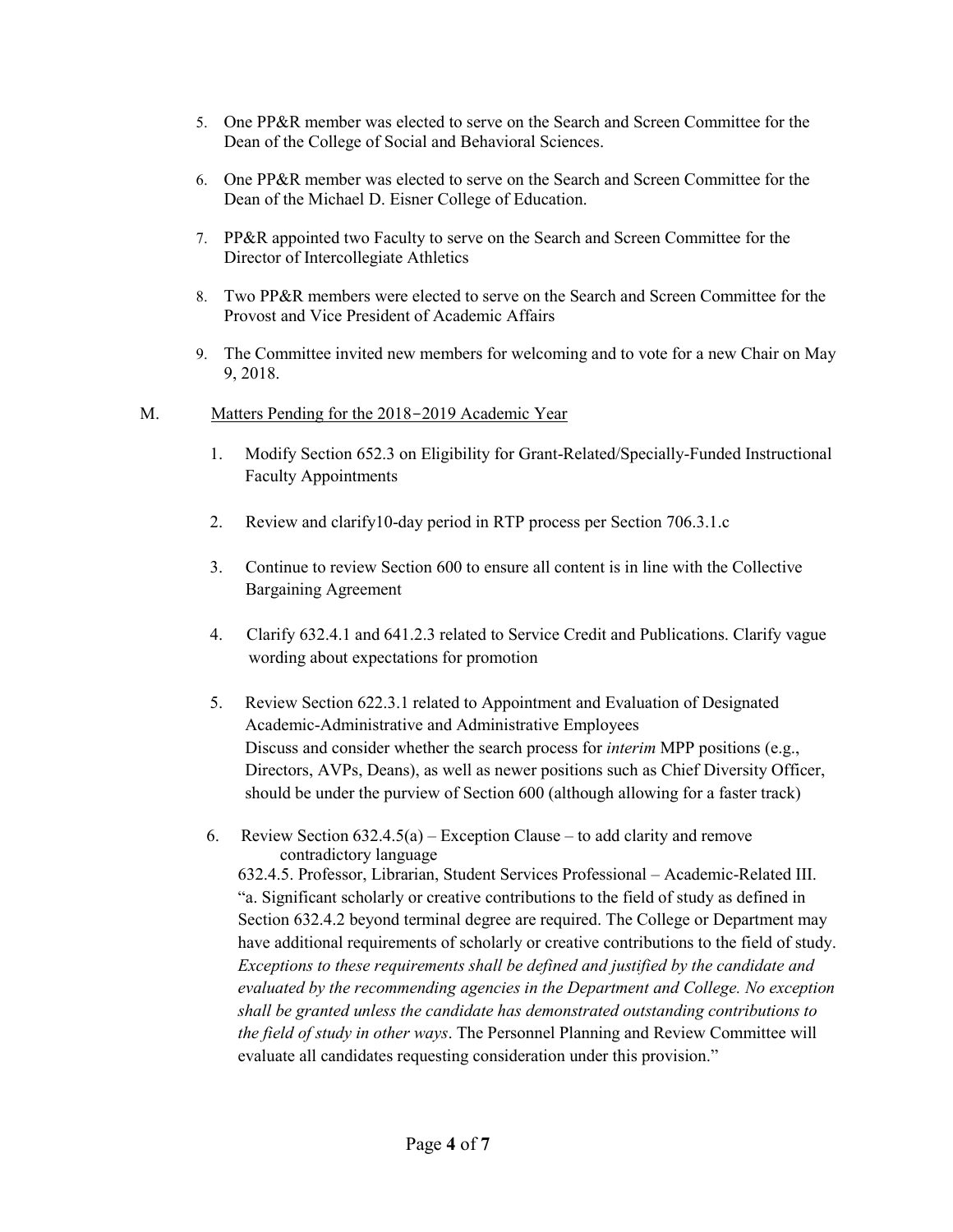5. One PP&R member was elected to serve on the Search and Screen Committee for the Dean of the College of Social and Behavioral Sciences.

6. One PP&R member was elected to serve on the Search and Screen Committee for the Dean of the Michael D. Eisner College of Education.

7. PP&R appointed two Faculty to serve on the Search and Screen Committee for the Director of Intercollegiate Athletics

8. Two PP&R members were elected to serve on the Search and Screen Committee for the Provost and Vice President of Academic Affairs

9. The Committee invited new members for welcoming and to vote for a new Chair on May 9, 2018.

M. Matters Pending for the 2018–2019 Academic Year

1. Modify Section 652.3 on Eligibility for Grant-Related/Specially-Funded Instructional Faculty Appointments

2. Review and clarify10-day period in RTP process per Section 706.3.1.c

3. Continue to review Section 600 to ensure all content is in line with the Collective Bargaining Agreement

4. Clarify 632.4.1 and 641.2.3 related to Service Credit and Publications. Clarify vague wording about expectations for promotion

5. Review Section 622.3.1 related to Appointment and Evaluation of Designated Academic-Administrative and Administrative Employees
   Discuss and consider whether the search process for *interim* MPP positions (e.g., Directors, AVPs, Deans), as well as newer positions such as Chief Diversity Officer, should be under the purview of Section 600 (although allowing for a faster track)

6. Review Section 632.4.5(a) – Exception Clause – to add clarity and remove contradictory language
   632.4.5. Professor, Librarian, Student Services Professional – Academic-Related III.
   "a. Significant scholarly or creative contributions to the field of study as defined in Section 632.4.2 beyond terminal degree are required. The College or Department may have additional requirements of scholarly or creative contributions to the field of study. *Exceptions to these requirements shall be defined and justified by the candidate and evaluated by the recommending agencies in the Department and College. No exception shall be granted unless the candidate has demonstrated outstanding contributions to the field of study in other ways*. The Personnel Planning and Review Committee will evaluate all candidates requesting consideration under this provision."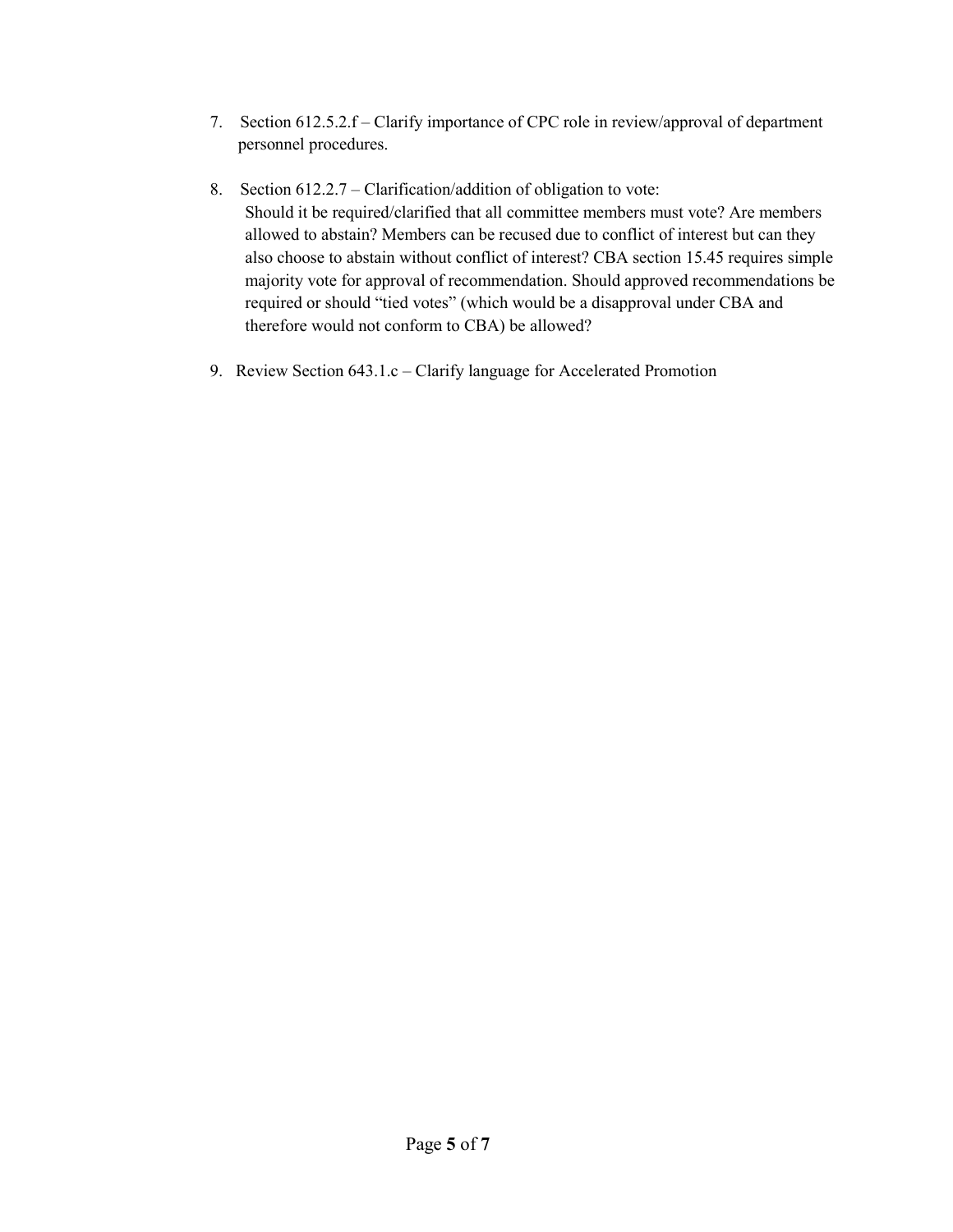7. Section 612.5.2.f – Clarify importance of CPC role in review/approval of department personnel procedures.

8. Section 612.2.7 – Clarification/addition of obligation to vote:
   Should it be required/clarified that all committee members must vote? Are members allowed to abstain? Members can be recused due to conflict of interest but can they also choose to abstain without conflict of interest? CBA section 15.45 requires simple majority vote for approval of recommendation. Should approved recommendations be required or should "tied votes" (which would be a disapproval under CBA and therefore would not conform to CBA) be allowed?

9. Review Section 643.1.c – Clarify language for Accelerated Promotion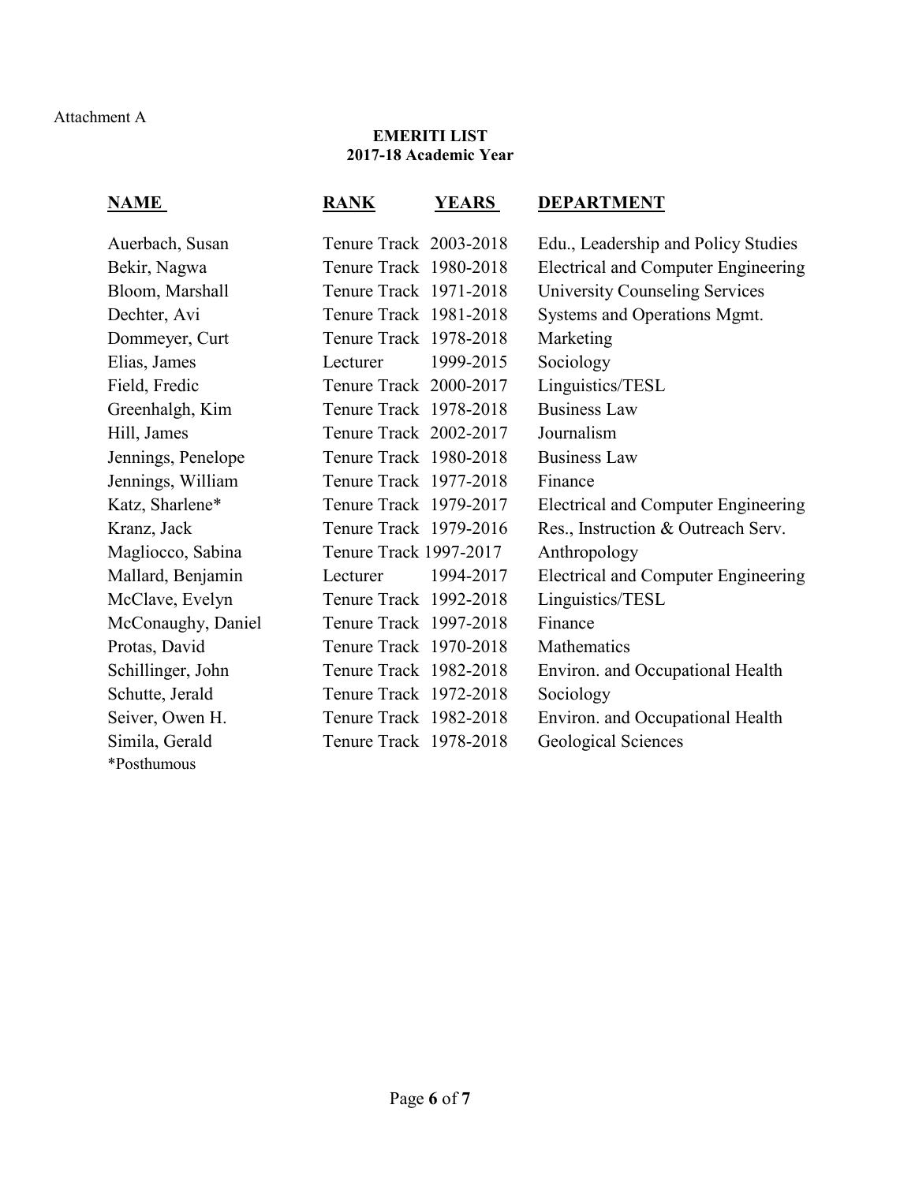Attachment A

**EMERITI LIST**
**2017-18 Academic Year**

| NAME | RANK | YEARS | DEPARTMENT |
|---|---|---|---|
| Auerbach, Susan | Tenure Track | 2003-2018 | Edu., Leadership and Policy Studies |
| Bekir, Nagwa | Tenure Track | 1980-2018 | Electrical and Computer Engineering |
| Bloom, Marshall | Tenure Track | 1971-2018 | University Counseling Services |
| Dechter, Avi | Tenure Track | 1981-2018 | Systems and Operations Mgmt. |
| Dommeyer, Curt | Tenure Track | 1978-2018 | Marketing |
| Elias, James | Lecturer | 1999-2015 | Sociology |
| Field, Fredic | Tenure Track | 2000-2017 | Linguistics/TESL |
| Greenhalgh, Kim | Tenure Track | 1978-2018 | Business Law |
| Hill, James | Tenure Track | 2002-2017 | Journalism |
| Jennings, Penelope | Tenure Track | 1980-2018 | Business Law |
| Jennings, William | Tenure Track | 1977-2018 | Finance |
| Katz, Sharlene* | Tenure Track | 1979-2017 | Electrical and Computer Engineering |
| Kranz, Jack | Tenure Track | 1979-2016 | Res., Instruction & Outreach Serv. |
| Magliocco, Sabina | Tenure Track | 1997-2017 | Anthropology |
| Mallard, Benjamin | Lecturer | 1994-2017 | Electrical and Computer Engineering |
| McClave, Evelyn | Tenure Track | 1992-2018 | Linguistics/TESL |
| McConaughy, Daniel | Tenure Track | 1997-2018 | Finance |
| Protas, David | Tenure Track | 1970-2018 | Mathematics |
| Schillinger, John | Tenure Track | 1982-2018 | Environ. and Occupational Health |
| Schutte, Jerald | Tenure Track | 1972-2018 | Sociology |
| Seiver, Owen H. | Tenure Track | 1982-2018 | Environ. and Occupational Health |
| Simila, Gerald | Tenure Track | 1978-2018 | Geological Sciences |

*Posthumous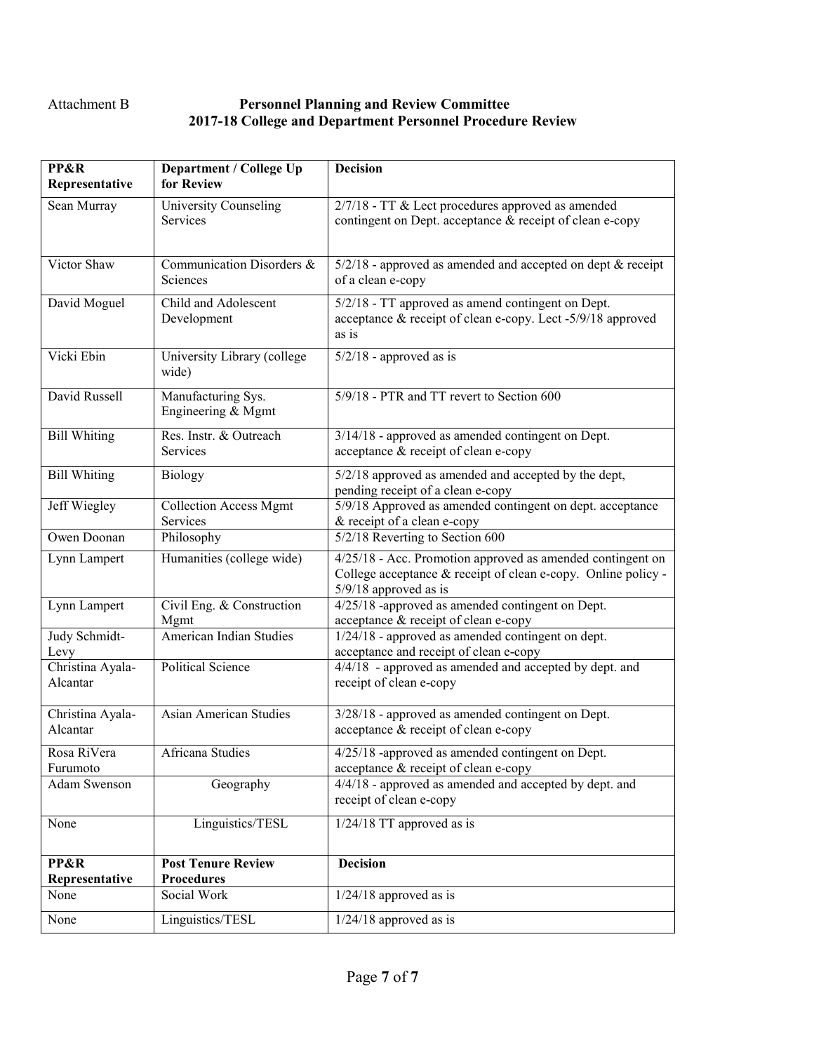Attachment B

**Personnel Planning and Review Committee**
**2017-18 College and Department Personnel Procedure Review**

| **PP&R Representative** | **Department / College Up for Review** | **Decision** |
|---|---|---|
| Sean Murray | University Counseling Services | 2/7/18 - TT & Lect procedures approved as amended contingent on Dept. acceptance & receipt of clean e-copy |
| Victor Shaw | Communication Disorders & Sciences | 5/2/18 - approved as amended and accepted on dept & receipt of a clean e-copy |
| David Moguel | Child and Adolescent Development | 5/2/18 - TT approved as amend contingent on Dept. acceptance & receipt of clean e-copy. Lect -5/9/18 approved as is |
| Vicki Ebin | University Library (college wide) | 5/2/18 - approved as is |
| David Russell | Manufacturing Sys. Engineering & Mgmt | 5/9/18 - PTR and TT revert to Section 600 |
| Bill Whiting | Res. Instr. & Outreach Services | 3/14/18 - approved as amended contingent on Dept. acceptance & receipt of clean e-copy |
| Bill Whiting | Biology | 5/2/18 approved as amended and accepted by the dept, pending receipt of a clean e-copy |
| Jeff Wiegley | Collection Access Mgmt Services | 5/9/18 Approved as amended contingent on dept. acceptance & receipt of a clean e-copy |
| Owen Doonan | Philosophy | 5/2/18 Reverting to Section 600 |
| Lynn Lampert | Humanities (college wide) | 4/25/18 - Acc. Promotion approved as amended contingent on College acceptance & receipt of clean e-copy. Online policy - 5/9/18 approved as is |
| Lynn Lampert | Civil Eng. & Construction Mgmt | 4/25/18 -approved as amended contingent on Dept. acceptance & receipt of clean e-copy |
| Judy Schmidt-Levy | American Indian Studies | 1/24/18 - approved as amended contingent on dept. acceptance and receipt of clean e-copy |
| Christina Ayala-Alcantar | Political Science | 4/4/18 - approved as amended and accepted by dept. and receipt of clean e-copy |
| Christina Ayala-Alcantar | Asian American Studies | 3/28/18 - approved as amended contingent on Dept. acceptance & receipt of clean e-copy |
| Rosa RiVera Furumoto | Africana Studies | 4/25/18 -approved as amended contingent on Dept. acceptance & receipt of clean e-copy |
| Adam Swenson | Geography | 4/4/18 - approved as amended and accepted by dept. and receipt of clean e-copy |
| None | Linguistics/TESL | 1/24/18 TT approved as is |
| **PP&R Representative** | **Post Tenure Review Procedures** | **Decision** |
| None | Social Work | 1/24/18 approved as is |
| None | Linguistics/TESL | 1/24/18 approved as is |